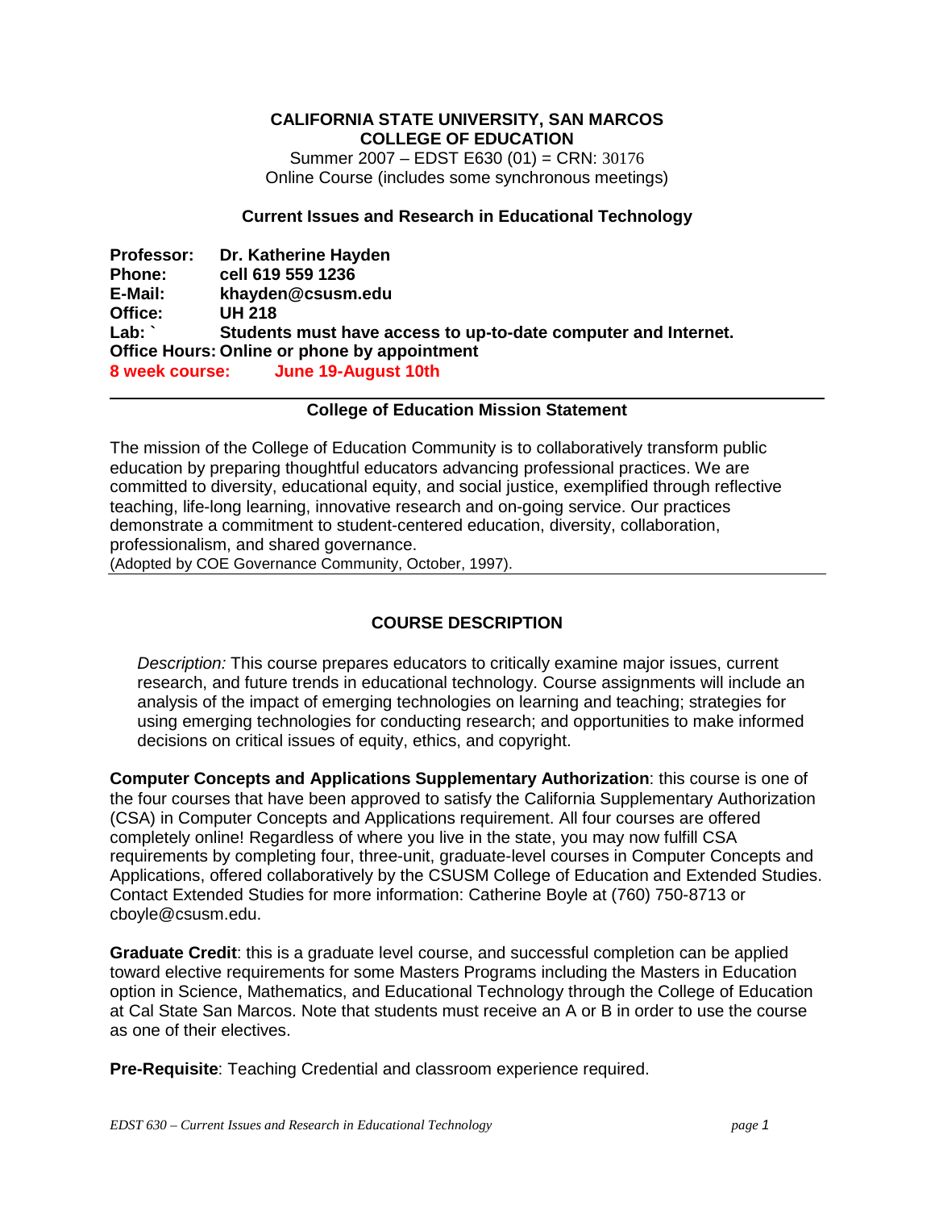**CALIFORNIA STATE UNIVERSITY, SAN MARCOS**
**COLLEGE OF EDUCATION**
Summer 2007 – EDST E630 (01) = CRN: 30176
Online Course (includes some synchronous meetings)

## Current Issues and Research in Educational Technology

**Professor:** Dr. Katherine Hayden
**Phone:** cell 619 559 1236
**E-Mail:** khayden@csusm.edu
**Office:** UH 218
**Lab: `** Students must have access to up-to-date computer and Internet.
**Office Hours:** Online or phone by appointment
**8 week course: June 19-August 10th**

---

### College of Education Mission Statement

The mission of the College of Education Community is to collaboratively transform public education by preparing thoughtful educators advancing professional practices. We are committed to diversity, educational equity, and social justice, exemplified through reflective teaching, life-long learning, innovative research and on-going service. Our practices demonstrate a commitment to student-centered education, diversity, collaboration, professionalism, and shared governance.
(Adopted by COE Governance Community, October, 1997).

---

## COURSE DESCRIPTION

*Description:* This course prepares educators to critically examine major issues, current research, and future trends in educational technology. Course assignments will include an analysis of the impact of emerging technologies on learning and teaching; strategies for using emerging technologies for conducting research; and opportunities to make informed decisions on critical issues of equity, ethics, and copyright.

**Computer Concepts and Applications Supplementary Authorization**: this course is one of the four courses that have been approved to satisfy the California Supplementary Authorization (CSA) in Computer Concepts and Applications requirement. All four courses are offered completely online! Regardless of where you live in the state, you may now fulfill CSA requirements by completing four, three-unit, graduate-level courses in Computer Concepts and Applications, offered collaboratively by the CSUSM College of Education and Extended Studies. Contact Extended Studies for more information: Catherine Boyle at (760) 750-8713 or cboyle@csusm.edu.

**Graduate Credit**: this is a graduate level course, and successful completion can be applied toward elective requirements for some Masters Programs including the Masters in Education option in Science, Mathematics, and Educational Technology through the College of Education at Cal State San Marcos. Note that students must receive an A or B in order to use the course as one of their electives.

**Pre-Requisite**: Teaching Credential and classroom experience required.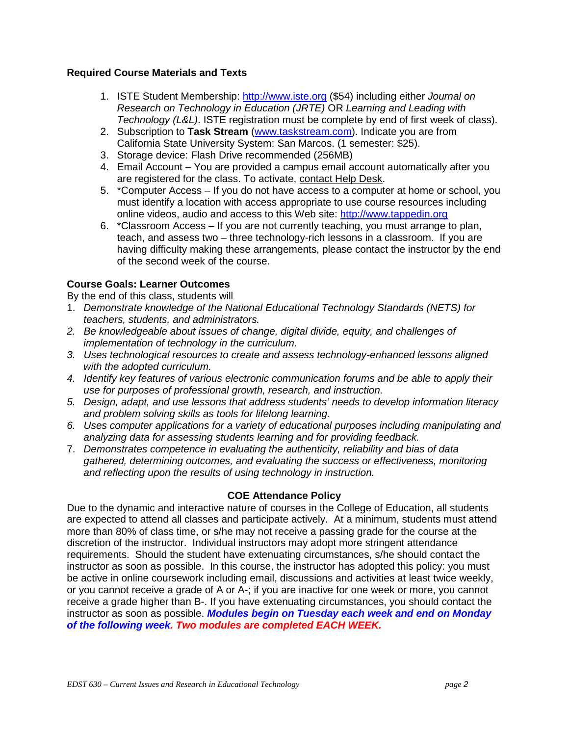**Required Course Materials and Texts**

1. ISTE Student Membership: http://www.iste.org ($54) including either *Journal on Research on Technology in Education (JRTE)* OR *Learning and Leading with Technology (L&L)*. ISTE registration must be complete by end of first week of class).
2. Subscription to **Task Stream** (www.taskstream.com). Indicate you are from California State University System: San Marcos. (1 semester: $25).
3. Storage device: Flash Drive recommended (256MB)
4. Email Account – You are provided a campus email account automatically after you are registered for the class. To activate, contact Help Desk.
5. *Computer Access – If you do not have access to a computer at home or school, you must identify a location with access appropriate to use course resources including online videos, audio and access to this Web site: http://www.tappedin.org
6. *Classroom Access – If you are not currently teaching, you must arrange to plan, teach, and assess two – three technology-rich lessons in a classroom. If you are having difficulty making these arrangements, please contact the instructor by the end of the second week of the course.

**Course Goals: Learner Outcomes**

By the end of this class, students will

1. *Demonstrate knowledge of the National Educational Technology Standards (NETS) for teachers, students, and administrators.*
2. *Be knowledgeable about issues of change, digital divide, equity, and challenges of implementation of technology in the curriculum.*
3. *Uses technological resources to create and assess technology-enhanced lessons aligned with the adopted curriculum.*
4. *Identify key features of various electronic communication forums and be able to apply their use for purposes of professional growth, research, and instruction.*
5. *Design, adapt, and use lessons that address students' needs to develop information literacy and problem solving skills as tools for lifelong learning.*
6. *Uses computer applications for a variety of educational purposes including manipulating and analyzing data for assessing students learning and for providing feedback.*
7. *Demonstrates competence in evaluating the authenticity, reliability and bias of data gathered, determining outcomes, and evaluating the success or effectiveness, monitoring and reflecting upon the results of using technology in instruction.*

**COE Attendance Policy**

Due to the dynamic and interactive nature of courses in the College of Education, all students are expected to attend all classes and participate actively. At a minimum, students must attend more than 80% of class time, or s/he may not receive a passing grade for the course at the discretion of the instructor. Individual instructors may adopt more stringent attendance requirements. Should the student have extenuating circumstances, s/he should contact the instructor as soon as possible. In this course, the instructor has adopted this policy: you must be active in online coursework including email, discussions and activities at least twice weekly, or you cannot receive a grade of A or A-; if you are inactive for one week or more, you cannot receive a grade higher than B-. If you have extenuating circumstances, you should contact the instructor as soon as possible. ***Modules begin on Tuesday each week and end on Monday of the following week. Two modules are completed EACH WEEK.***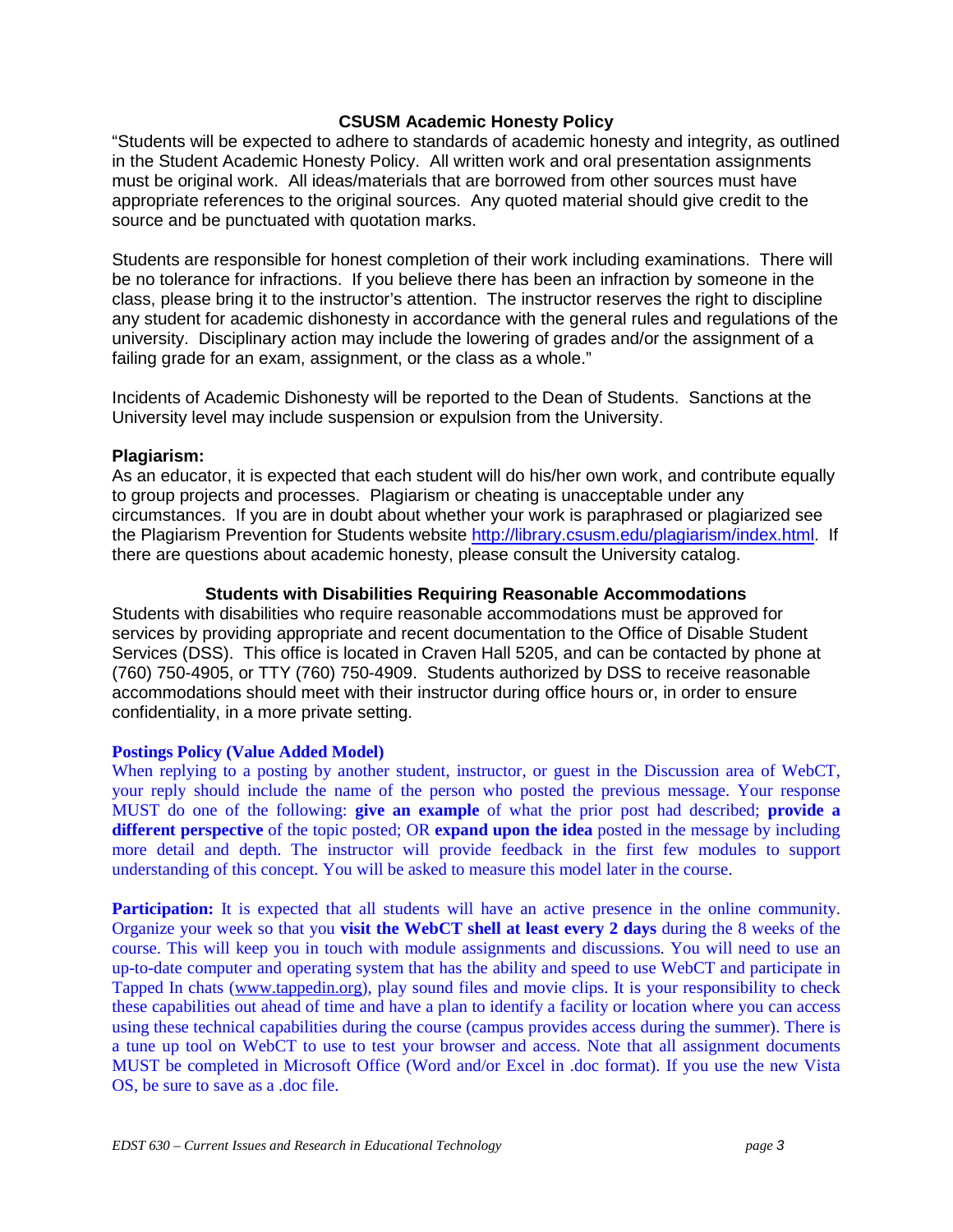## CSUSM Academic Honesty Policy

"Students will be expected to adhere to standards of academic honesty and integrity, as outlined in the Student Academic Honesty Policy. All written work and oral presentation assignments must be original work. All ideas/materials that are borrowed from other sources must have appropriate references to the original sources. Any quoted material should give credit to the source and be punctuated with quotation marks.

Students are responsible for honest completion of their work including examinations. There will be no tolerance for infractions. If you believe there has been an infraction by someone in the class, please bring it to the instructor's attention. The instructor reserves the right to discipline any student for academic dishonesty in accordance with the general rules and regulations of the university. Disciplinary action may include the lowering of grades and/or the assignment of a failing grade for an exam, assignment, or the class as a whole."

Incidents of Academic Dishonesty will be reported to the Dean of Students. Sanctions at the University level may include suspension or expulsion from the University.

### Plagiarism:

As an educator, it is expected that each student will do his/her own work, and contribute equally to group projects and processes. Plagiarism or cheating is unacceptable under any circumstances. If you are in doubt about whether your work is paraphrased or plagiarized see the Plagiarism Prevention for Students website [http://library.csusm.edu/plagiarism/index.html](http://library.csusm.edu/plagiarism/index.html). If there are questions about academic honesty, please consult the University catalog.

## Students with Disabilities Requiring Reasonable Accommodations

Students with disabilities who require reasonable accommodations must be approved for services by providing appropriate and recent documentation to the Office of Disable Student Services (DSS). This office is located in Craven Hall 5205, and can be contacted by phone at (760) 750-4905, or TTY (760) 750-4909. Students authorized by DSS to receive reasonable accommodations should meet with their instructor during office hours or, in order to ensure confidentiality, in a more private setting.

### Postings Policy (Value Added Model)

When replying to a posting by another student, instructor, or guest in the Discussion area of WebCT, your reply should include the name of the person who posted the previous message. Your response MUST do one of the following: **give an example** of what the prior post had described; **provide a different perspective** of the topic posted; OR **expand upon the idea** posted in the message by including more detail and depth. The instructor will provide feedback in the first few modules to support understanding of this concept. You will be asked to measure this model later in the course.

**Participation:** It is expected that all students will have an active presence in the online community. Organize your week so that you **visit the WebCT shell at least every 2 days** during the 8 weeks of the course. This will keep you in touch with module assignments and discussions. You will need to use an up-to-date computer and operating system that has the ability and speed to use WebCT and participate in Tapped In chats ([www.tappedin.org](www.tappedin.org)), play sound files and movie clips. It is your responsibility to check these capabilities out ahead of time and have a plan to identify a facility or location where you can access using these technical capabilities during the course (campus provides access during the summer). There is a tune up tool on WebCT to use to test your browser and access. Note that all assignment documents MUST be completed in Microsoft Office (Word and/or Excel in .doc format). If you use the new Vista OS, be sure to save as a .doc file.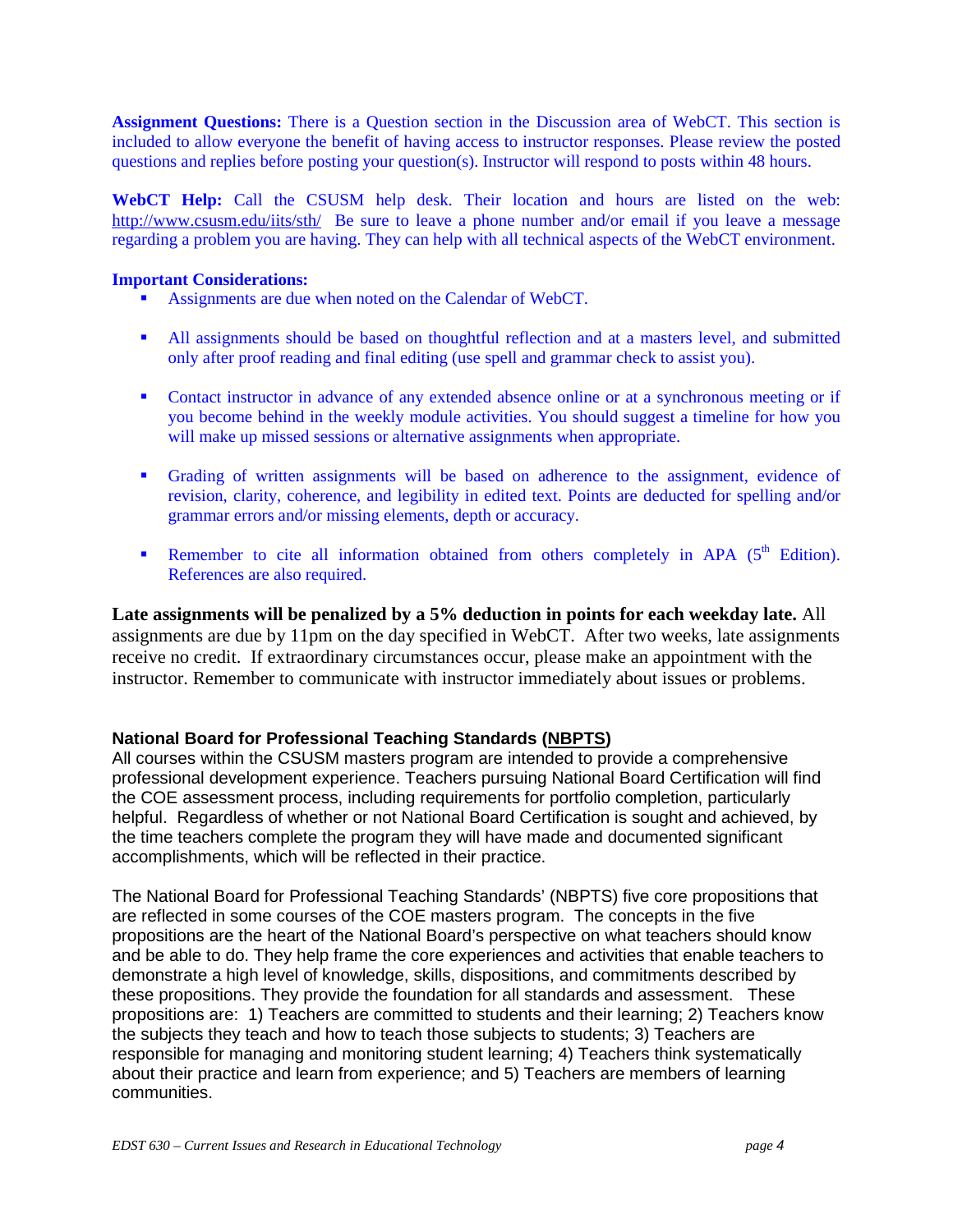**Assignment Questions:** There is a Question section in the Discussion area of WebCT. This section is included to allow everyone the benefit of having access to instructor responses. Please review the posted questions and replies before posting your question(s). Instructor will respond to posts within 48 hours.

**WebCT Help:** Call the CSUSM help desk. Their location and hours are listed on the web: http://www.csusm.edu/iits/sth/ Be sure to leave a phone number and/or email if you leave a message regarding a problem you are having. They can help with all technical aspects of the WebCT environment.

**Important Considerations:**

- Assignments are due when noted on the Calendar of WebCT.
- All assignments should be based on thoughtful reflection and at a masters level, and submitted only after proof reading and final editing (use spell and grammar check to assist you).
- Contact instructor in advance of any extended absence online or at a synchronous meeting or if you become behind in the weekly module activities. You should suggest a timeline for how you will make up missed sessions or alternative assignments when appropriate.
- Grading of written assignments will be based on adherence to the assignment, evidence of revision, clarity, coherence, and legibility in edited text. Points are deducted for spelling and/or grammar errors and/or missing elements, depth or accuracy.
- Remember to cite all information obtained from others completely in APA (5th Edition). References are also required.

**Late assignments will be penalized by a 5% deduction in points for each weekday late.** All assignments are due by 11pm on the day specified in WebCT. After two weeks, late assignments receive no credit. If extraordinary circumstances occur, please make an appointment with the instructor. Remember to communicate with instructor immediately about issues or problems.

### National Board for Professional Teaching Standards (NBPTS)

All courses within the CSUSM masters program are intended to provide a comprehensive professional development experience. Teachers pursuing National Board Certification will find the COE assessment process, including requirements for portfolio completion, particularly helpful. Regardless of whether or not National Board Certification is sought and achieved, by the time teachers complete the program they will have made and documented significant accomplishments, which will be reflected in their practice.

The National Board for Professional Teaching Standards' (NBPTS) five core propositions that are reflected in some courses of the COE masters program. The concepts in the five propositions are the heart of the National Board's perspective on what teachers should know and be able to do. They help frame the core experiences and activities that enable teachers to demonstrate a high level of knowledge, skills, dispositions, and commitments described by these propositions. They provide the foundation for all standards and assessment. These propositions are: 1) Teachers are committed to students and their learning; 2) Teachers know the subjects they teach and how to teach those subjects to students; 3) Teachers are responsible for managing and monitoring student learning; 4) Teachers think systematically about their practice and learn from experience; and 5) Teachers are members of learning communities.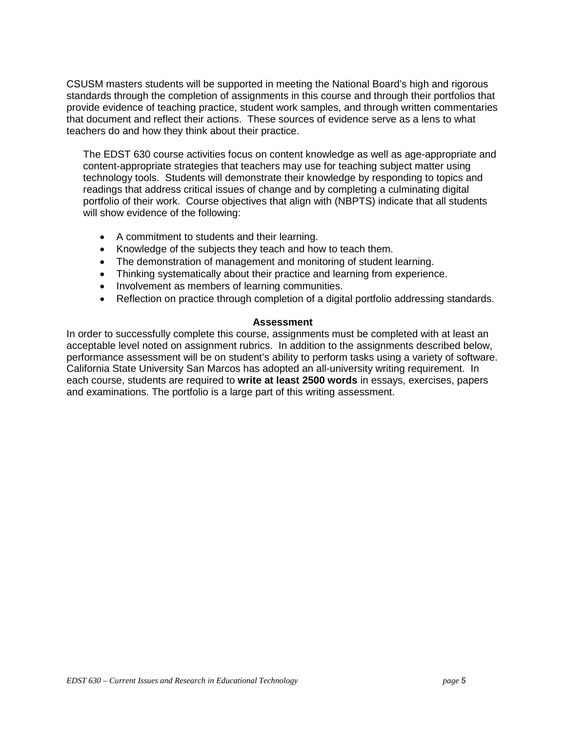CSUSM masters students will be supported in meeting the National Board's high and rigorous standards through the completion of assignments in this course and through their portfolios that provide evidence of teaching practice, student work samples, and through written commentaries that document and reflect their actions. These sources of evidence serve as a lens to what teachers do and how they think about their practice.

The EDST 630 course activities focus on content knowledge as well as age-appropriate and content-appropriate strategies that teachers may use for teaching subject matter using technology tools. Students will demonstrate their knowledge by responding to topics and readings that address critical issues of change and by completing a culminating digital portfolio of their work. Course objectives that align with (NBPTS) indicate that all students will show evidence of the following:

- A commitment to students and their learning.
- Knowledge of the subjects they teach and how to teach them.
- The demonstration of management and monitoring of student learning.
- Thinking systematically about their practice and learning from experience.
- Involvement as members of learning communities.
- Reflection on practice through completion of a digital portfolio addressing standards.

## Assessment

In order to successfully complete this course, assignments must be completed with at least an acceptable level noted on assignment rubrics. In addition to the assignments described below, performance assessment will be on student's ability to perform tasks using a variety of software. California State University San Marcos has adopted an all-university writing requirement. In each course, students are required to **write at least 2500 words** in essays, exercises, papers and examinations. The portfolio is a large part of this writing assessment.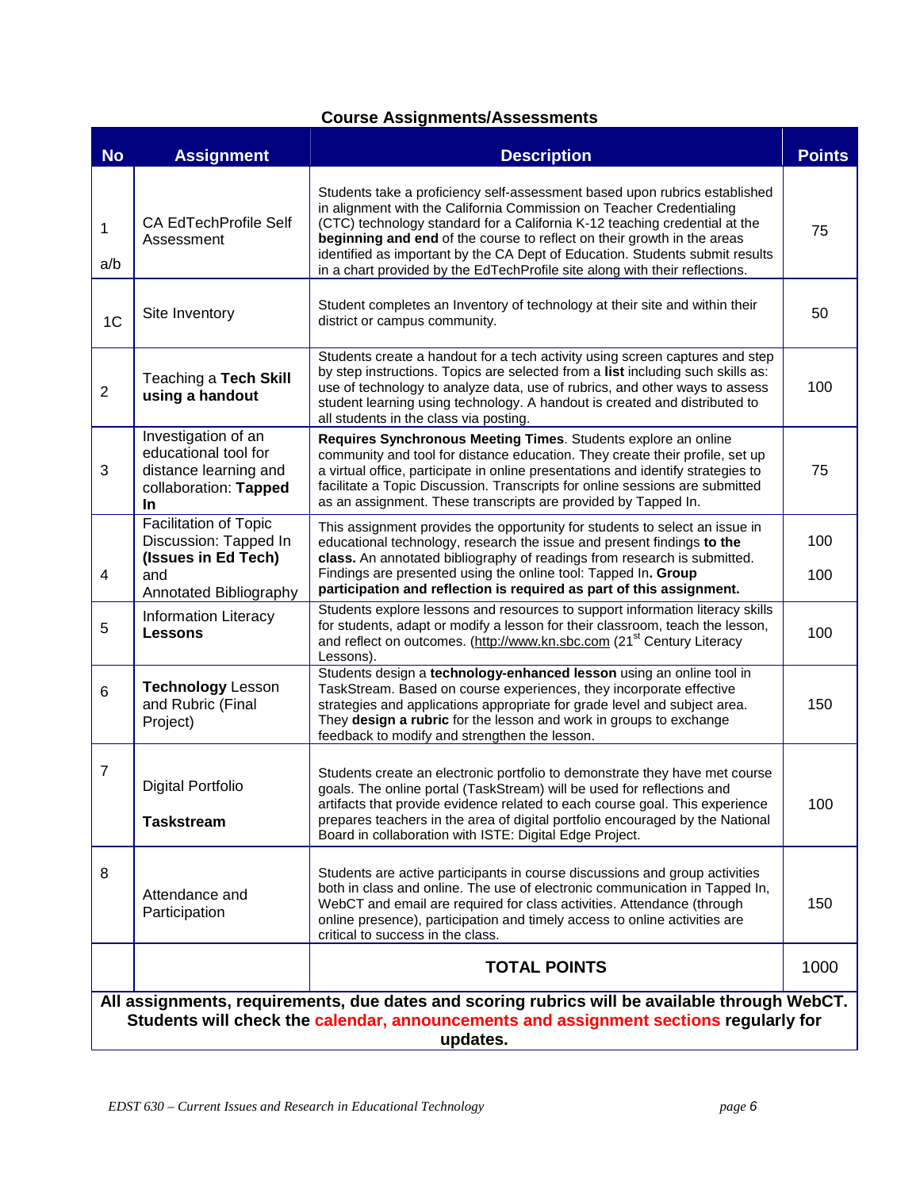## Course Assignments/Assessments

| No | Assignment | Description | Points |
|---|---|---|---|
| 1 a/b | CA EdTechProfile Self Assessment | Students take a proficiency self-assessment based upon rubrics established in alignment with the California Commission on Teacher Credentialing (CTC) technology standard for a California K-12 teaching credential at the **beginning and end** of the course to reflect on their growth in the areas identified as important by the CA Dept of Education. Students submit results in a chart provided by the EdTechProfile site along with their reflections. | 75 |
| 1C | Site Inventory | Student completes an Inventory of technology at their site and within their district or campus community. | 50 |
| 2 | Teaching a **Tech Skill using a handout** | Students create a handout for a tech activity using screen captures and step by step instructions. Topics are selected from a **list** including such skills as: use of technology to analyze data, use of rubrics, and other ways to assess student learning using technology. A handout is created and distributed to all students in the class via posting. | 100 |
| 3 | Investigation of an educational tool for distance learning and collaboration: **Tapped In** | **Requires Synchronous Meeting Times**. Students explore an online community and tool for distance education. They create their profile, set up a virtual office, participate in online presentations and identify strategies to facilitate a Topic Discussion. Transcripts for online sessions are submitted as an assignment. These transcripts are provided by Tapped In. | 75 |
| 4 | Facilitation of Topic Discussion: Tapped In **(Issues in Ed Tech)** and Annotated Bibliography | This assignment provides the opportunity for students to select an issue in educational technology, research the issue and present findings **to the class.** An annotated bibliography of readings from research is submitted. Findings are presented using the online tool: Tapped In**. Group participation and reflection is required as part of this assignment.** | 100<br>100 |
| 5 | Information Literacy **Lessons** | Students explore lessons and resources to support information literacy skills for students, adapt or modify a lesson for their classroom, teach the lesson, and reflect on outcomes. (http://www.kn.sbc.com (21st Century Literacy Lessons). | 100 |
| 6 | **Technology** Lesson and Rubric (Final Project) | Students design a **technology-enhanced lesson** using an online tool in TaskStream. Based on course experiences, they incorporate effective strategies and applications appropriate for grade level and subject area. They **design a rubric** for the lesson and work in groups to exchange feedback to modify and strengthen the lesson. | 150 |
| 7 | Digital Portfolio **Taskstream** | Students create an electronic portfolio to demonstrate they have met course goals. The online portal (TaskStream) will be used for reflections and artifacts that provide evidence related to each course goal. This experience prepares teachers in the area of digital portfolio encouraged by the National Board in collaboration with ISTE: Digital Edge Project. | 100 |
| 8 | Attendance and Participation | Students are active participants in course discussions and group activities both in class and online. The use of electronic communication in Tapped In, WebCT and email are required for class activities. Attendance (through online presence), participation and timely access to online activities are critical to success in the class. | 150 |
| | | **TOTAL POINTS** | 1000 |

**All assignments, requirements, due dates and scoring rubrics will be available through WebCT. Students will check the calendar, announcements and assignment sections regularly for updates.**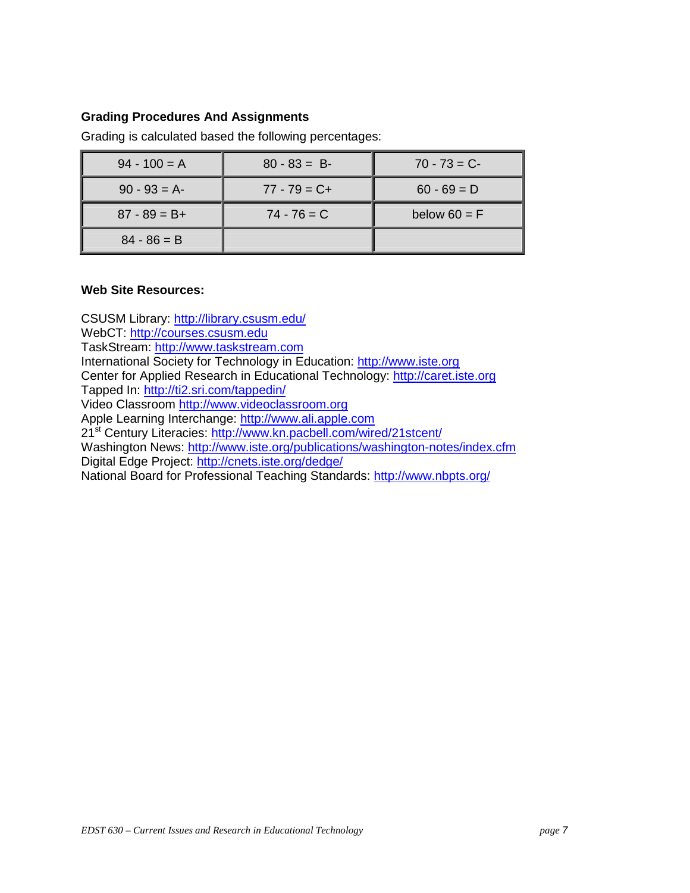### Grading Procedures And Assignments

Grading is calculated based the following percentages:

| | | |
|---|---|---|
| 94 - 100 = A | 80 - 83 = B- | 70 - 73 = C- |
| 90 - 93 = A- | 77 - 79 = C+ | 60 - 69 = D |
| 87 - 89 = B+ | 74 - 76 = C | below 60 = F |
| 84 - 86 = B | | |

### Web Site Resources:

CSUSM Library: http://library.csusm.edu/
WebCT: http://courses.csusm.edu
TaskStream: http://www.taskstream.com
International Society for Technology in Education: http://www.iste.org
Center for Applied Research in Educational Technology: http://caret.iste.org
Tapped In: http://ti2.sri.com/tappedin/
Video Classroom http://www.videoclassroom.org
Apple Learning Interchange: http://www.ali.apple.com
21st Century Literacies: http://www.kn.pacbell.com/wired/21stcent/
Washington News: http://www.iste.org/publications/washington-notes/index.cfm
Digital Edge Project: http://cnets.iste.org/dedge/
National Board for Professional Teaching Standards: http://www.nbpts.org/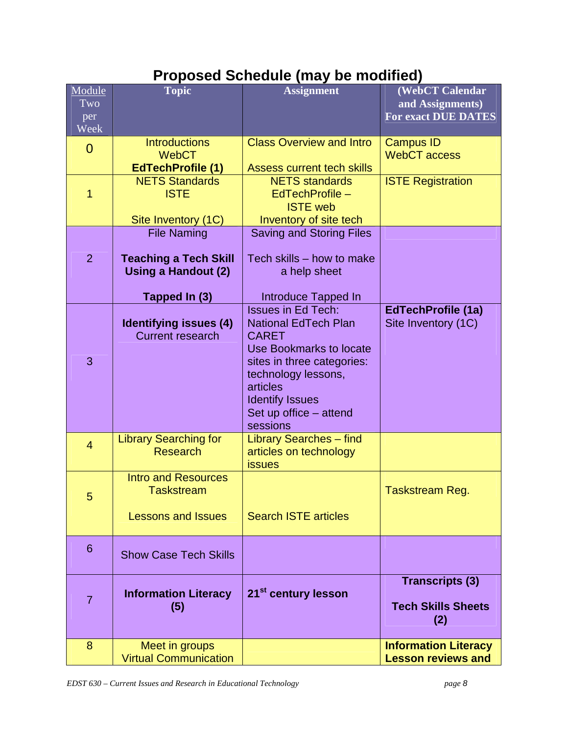# Proposed Schedule (may be modified)

| Module Two per Week | Topic | Assignment | (WebCT Calendar and Assignments) For exact DUE DATES |
|---|---|---|---|
| 0 | Introductions<br>WebCT<br>**EdTechProfile (1)** | Class Overview and Intro<br><br>Assess current tech skills | Campus ID<br>WebCT access |
| 1 | NETS Standards<br>ISTE<br><br>Site Inventory (1C) | NETS standards<br>EdTechProfile – ISTE web<br>Inventory of site tech | ISTE Registration |
| 2 | File Naming<br><br>**Teaching a Tech Skill Using a Handout (2)**<br><br>**Tapped In (3)** | Saving and Storing Files<br><br>Tech skills – how to make a help sheet<br><br>Introduce Tapped In | |
| 3 | **Identifying issues (4)**<br>Current research | Issues in Ed Tech:<br>National EdTech Plan<br>CARET<br>Use Bookmarks to locate sites in three categories: technology lessons, articles<br>Identify Issues<br>Set up office – attend sessions | **EdTechProfile (1a)**<br>Site Inventory (1C) |
| 4 | Library Searching for Research | Library Searches – find articles on technology issues | |
| 5 | Intro and Resources<br>Taskstream<br><br>Lessons and Issues | Search ISTE articles | Taskstream Reg. |
| 6 | Show Case Tech Skills | | |
| 7 | **Information Literacy (5)** | **21st century lesson** | **Transcripts (3)**<br><br>**Tech Skills Sheets (2)** |
| 8 | Meet in groups<br>Virtual Communication | | **Information Literacy Lesson reviews and** |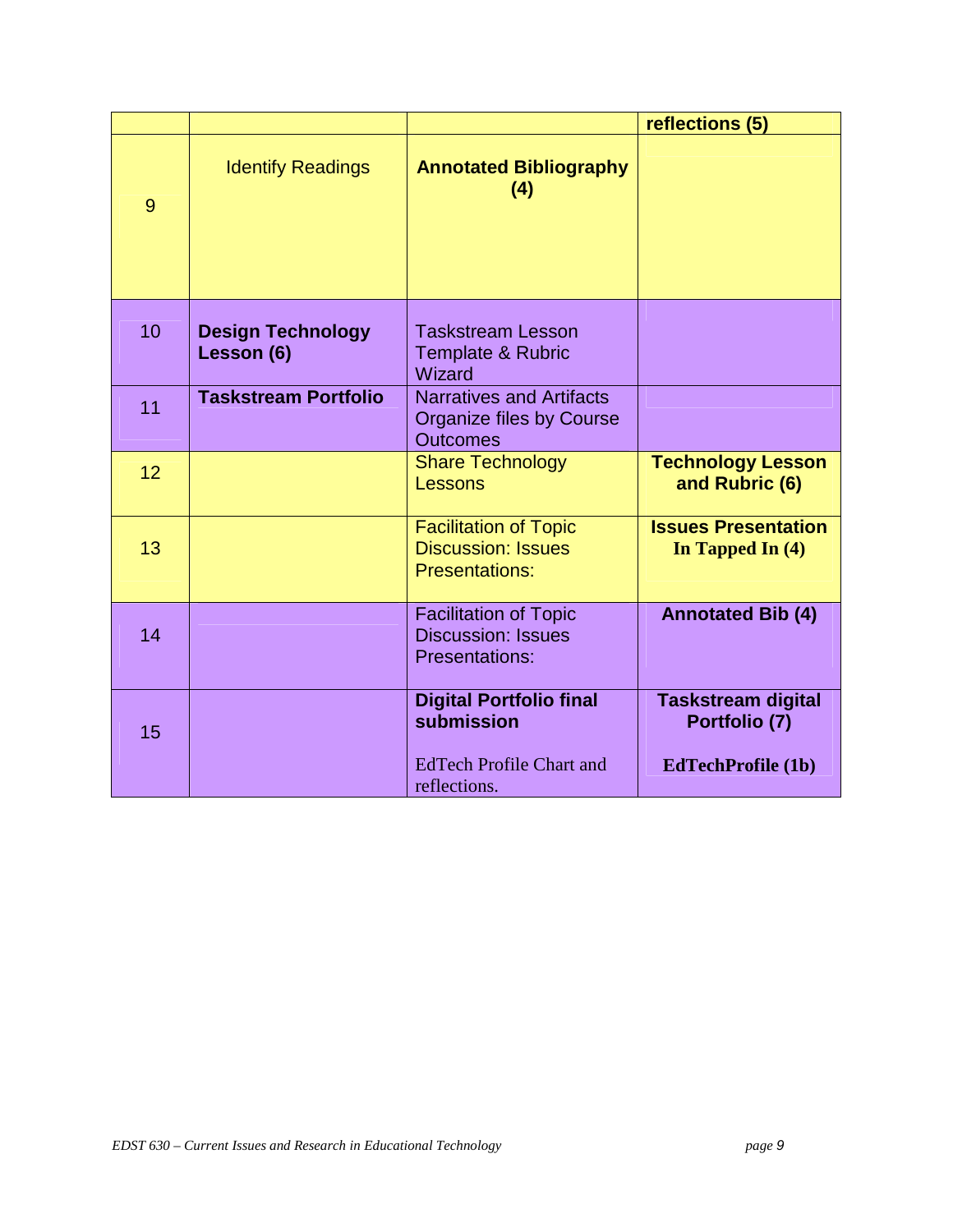| | | | |
|---|---|---|---|
| | | | **reflections (5)** |
| 9 | Identify Readings | **Annotated Bibliography (4)** | |
| 10 | **Design Technology Lesson (6)** | Taskstream Lesson Template & Rubric Wizard | |
| 11 | **Taskstream Portfolio** | Narratives and Artifacts Organize files by Course Outcomes | |
| 12 | | Share Technology Lessons | **Technology Lesson and Rubric (6)** |
| 13 | | Facilitation of Topic Discussion: Issues Presentations: | **Issues Presentation In Tapped In (4)** |
| 14 | | Facilitation of Topic Discussion: Issues Presentations: | **Annotated Bib (4)** |
| 15 | | **Digital Portfolio final submission** EdTech Profile Chart and reflections. | **Taskstream digital Portfolio (7)** **EdTechProfile (1b)** |